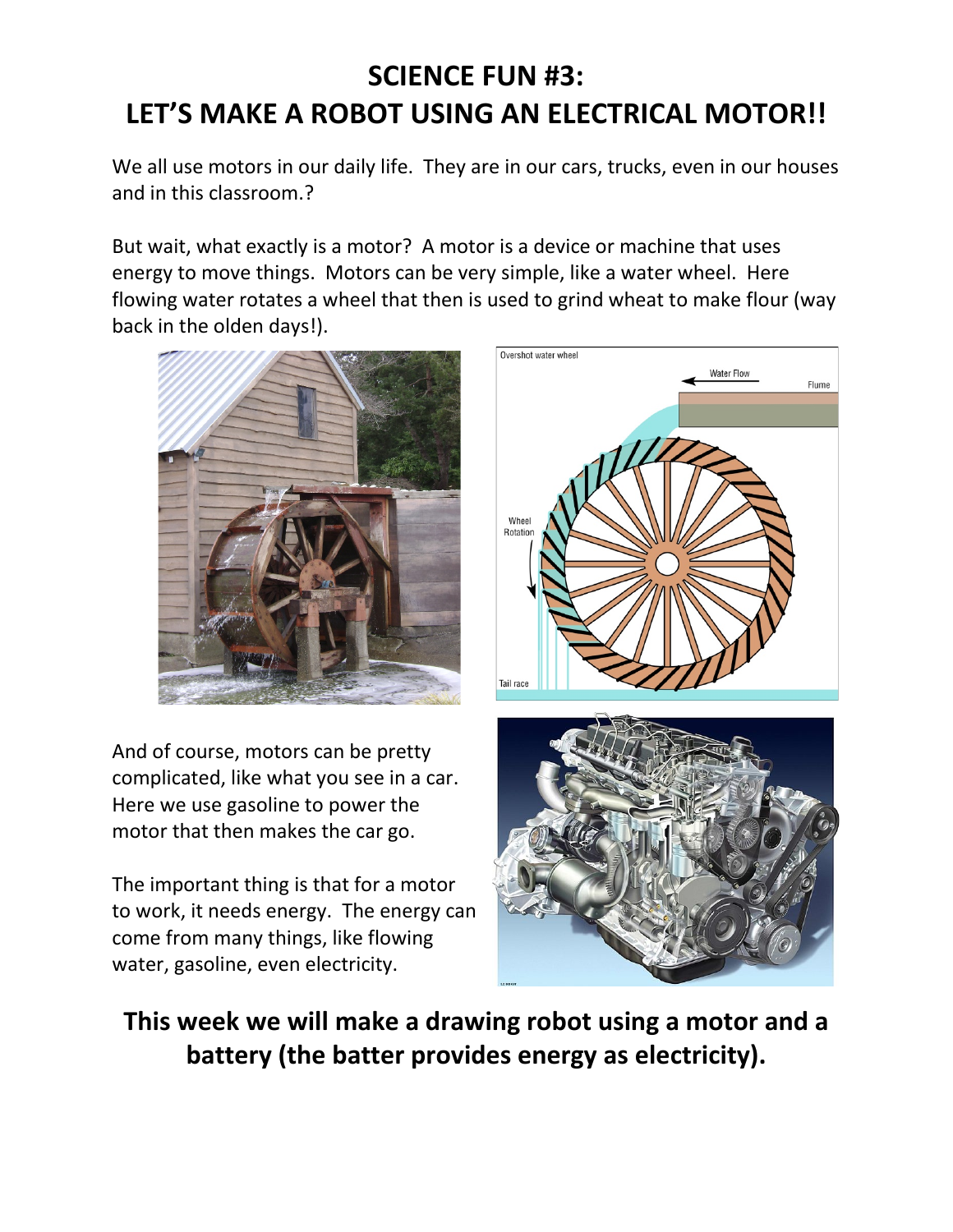# SCIENCE FUN #3:
# LET'S MAKE A ROBOT USING AN ELECTRICAL MOTOR!!

We all use motors in our daily life. They are in our cars, trucks, even in our houses and in this classroom.?

But wait, what exactly is a motor? A motor is a device or machine that uses energy to move things. Motors can be very simple, like a water wheel. Here flowing water rotates a wheel that then is used to grind wheat to make flour (way back in the olden days!).

And of course, motors can be pretty complicated, like what you see in a car. Here we use gasoline to power the motor that then makes the car go.

The important thing is that for a motor to work, it needs energy. The energy can come from many things, like flowing water, gasoline, even electricity.

**This week we will make a drawing robot using a motor and a battery (the batter provides energy as electricity).**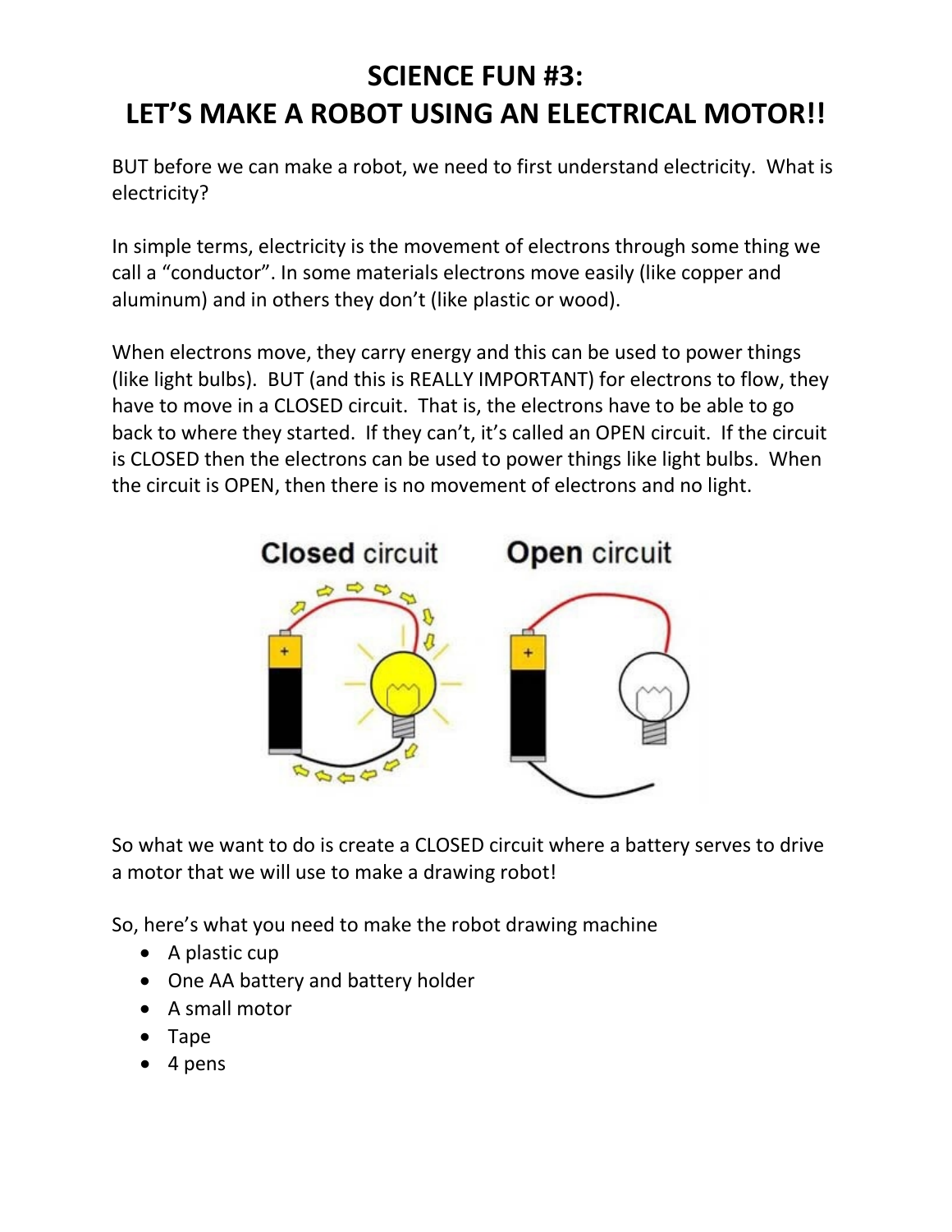# SCIENCE FUN #3:
# LET'S MAKE A ROBOT USING AN ELECTRICAL MOTOR!!

BUT before we can make a robot, we need to first understand electricity. What is electricity?

In simple terms, electricity is the movement of electrons through some thing we call a "conductor". In some materials electrons move easily (like copper and aluminum) and in others they don't (like plastic or wood).

When electrons move, they carry energy and this can be used to power things (like light bulbs). BUT (and this is REALLY IMPORTANT) for electrons to flow, they have to move in a CLOSED circuit. That is, the electrons have to be able to go back to where they started. If they can't, it's called an OPEN circuit. If the circuit is CLOSED then the electrons can be used to power things like light bulbs. When the circuit is OPEN, then there is no movement of electrons and no light.

**Closed** circuit &nbsp;&nbsp;&nbsp;&nbsp; **Open** circuit

So what we want to do is create a CLOSED circuit where a battery serves to drive a motor that we will use to make a drawing robot!

So, here's what you need to make the robot drawing machine

- A plastic cup
- One AA battery and battery holder
- A small motor
- Tape
- 4 pens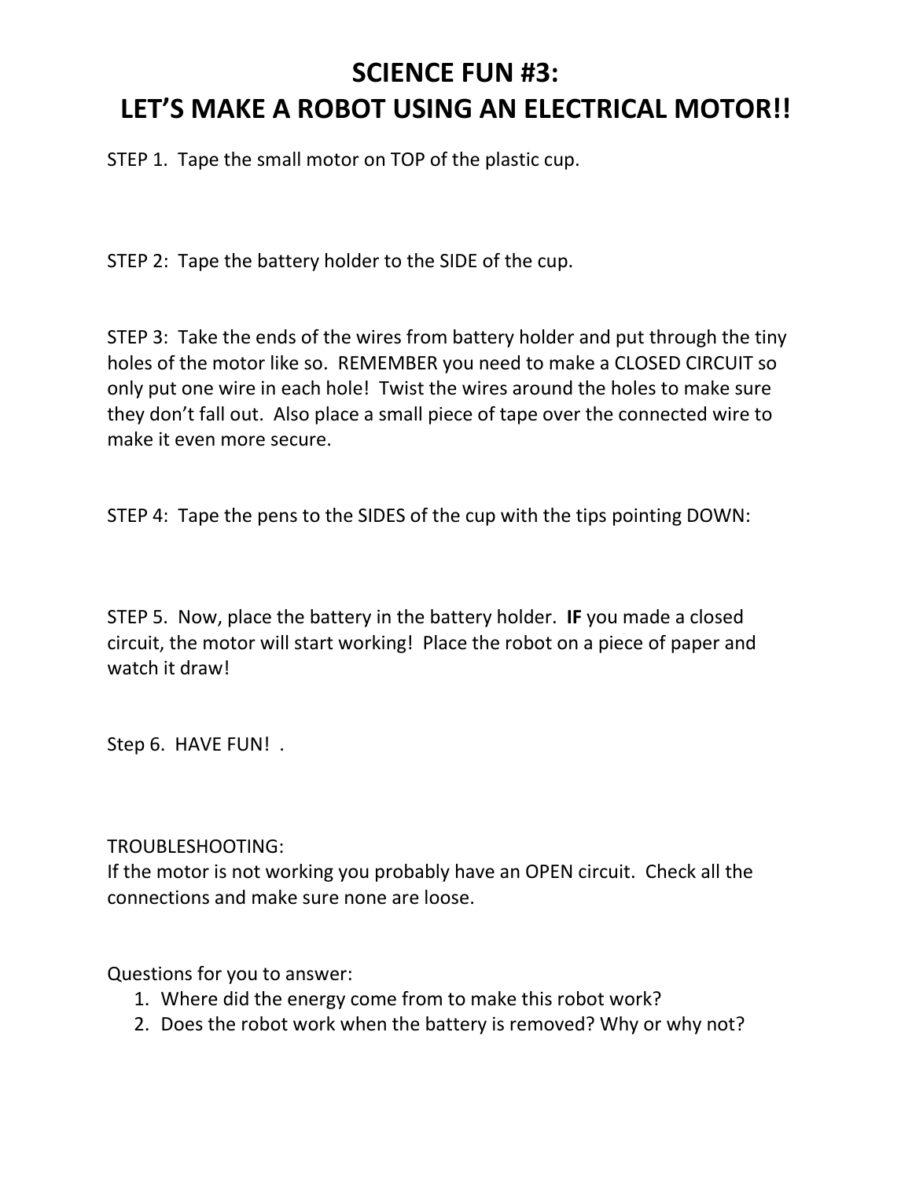# SCIENCE FUN #3:
# LET'S MAKE A ROBOT USING AN ELECTRICAL MOTOR!!

STEP 1. Tape the small motor on TOP of the plastic cup.

STEP 2: Tape the battery holder to the SIDE of the cup.

STEP 3: Take the ends of the wires from battery holder and put through the tiny holes of the motor like so. REMEMBER you need to make a CLOSED CIRCUIT so only put one wire in each hole! Twist the wires around the holes to make sure they don't fall out. Also place a small piece of tape over the connected wire to make it even more secure.

STEP 4: Tape the pens to the SIDES of the cup with the tips pointing DOWN:

STEP 5. Now, place the battery in the battery holder. **IF** you made a closed circuit, the motor will start working! Place the robot on a piece of paper and watch it draw!

Step 6. HAVE FUN! .

TROUBLESHOOTING:
If the motor is not working you probably have an OPEN circuit. Check all the connections and make sure none are loose.

Questions for you to answer:

1. Where did the energy come from to make this robot work?
2. Does the robot work when the battery is removed? Why or why not?